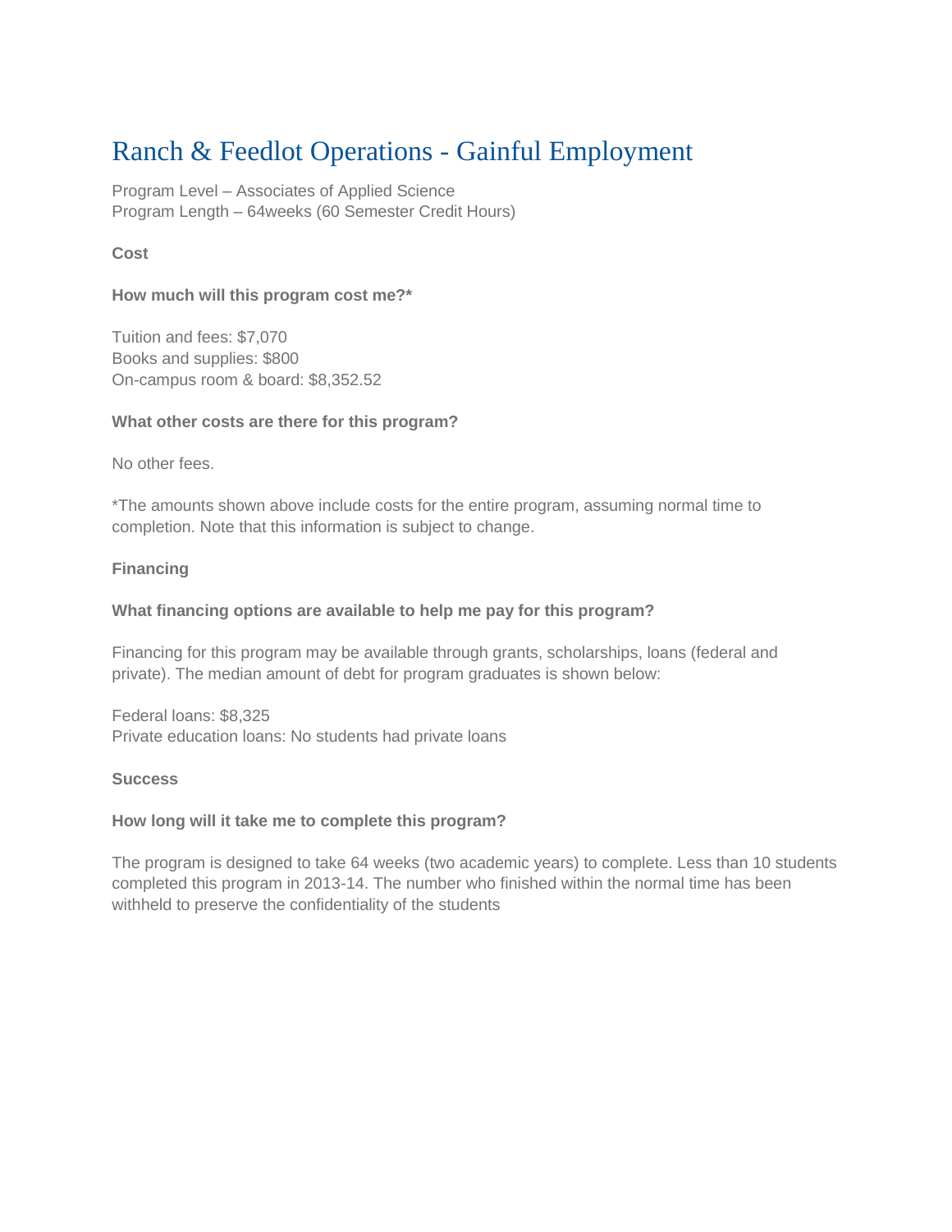# Ranch & Feedlot Operations - Gainful Employment

Program Level – Associates of Applied Science
Program Length – 64weeks (60 Semester Credit Hours)

**Cost**

**How much will this program cost me?***

Tuition and fees: $7,070
Books and supplies: $800
On-campus room & board: $8,352.52

**What other costs are there for this program?**

No other fees.

*The amounts shown above include costs for the entire program, assuming normal time to completion. Note that this information is subject to change.

**Financing**

**What financing options are available to help me pay for this program?**

Financing for this program may be available through grants, scholarships, loans (federal and private). The median amount of debt for program graduates is shown below:

Federal loans: $8,325
Private education loans: No students had private loans

**Success**

**How long will it take me to complete this program?**

The program is designed to take 64 weeks (two academic years) to complete. Less than 10 students completed this program in 2013-14. The number who finished within the normal time has been withheld to preserve the confidentiality of the students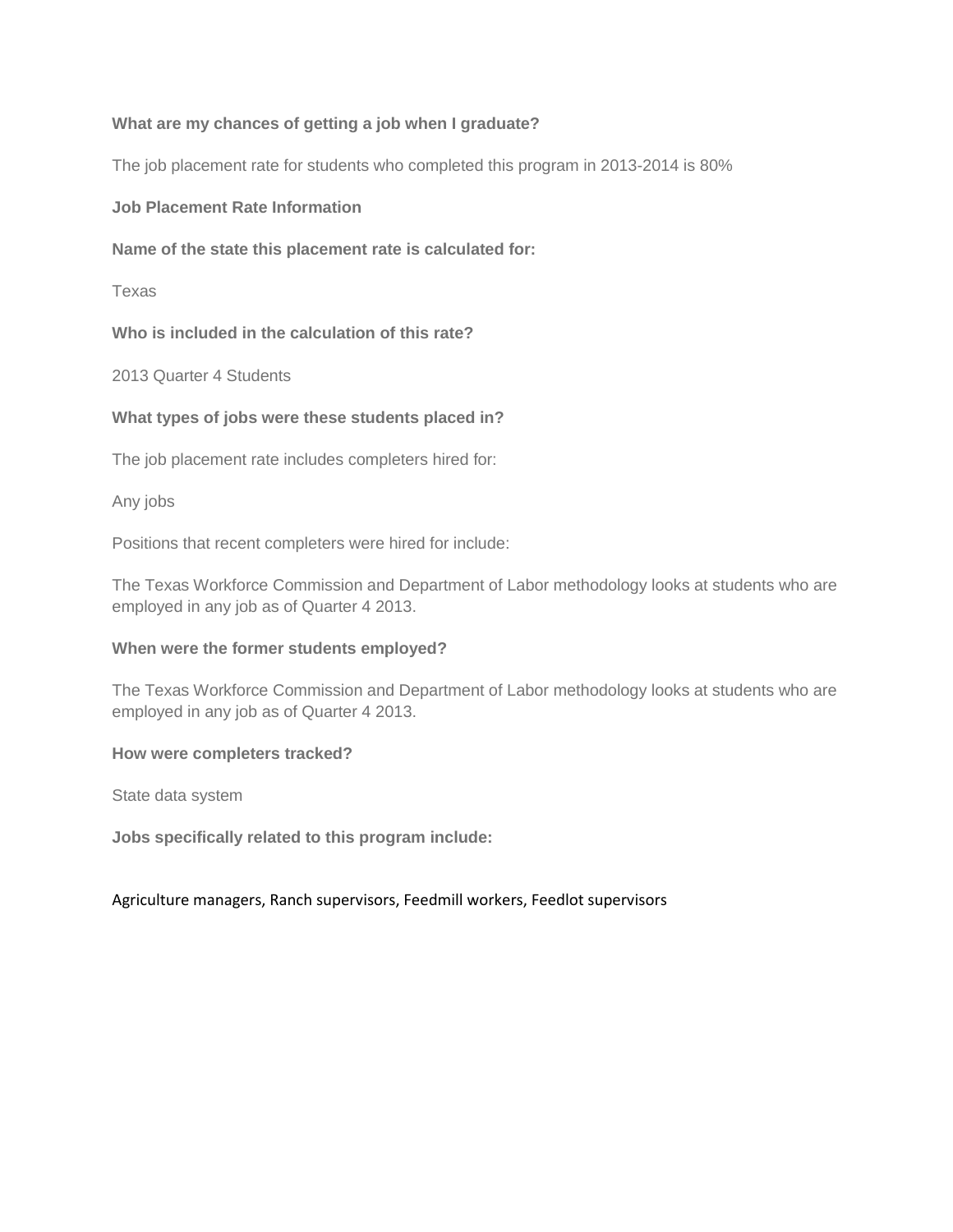**What are my chances of getting a job when I graduate?**

The job placement rate for students who completed this program in 2013-2014 is 80%

**Job Placement Rate Information**

**Name of the state this placement rate is calculated for:**

Texas

**Who is included in the calculation of this rate?**

2013 Quarter 4 Students

**What types of jobs were these students placed in?**

The job placement rate includes completers hired for:

Any jobs

Positions that recent completers were hired for include:

The Texas Workforce Commission and Department of Labor methodology looks at students who are employed in any job as of Quarter 4 2013.

**When were the former students employed?**

The Texas Workforce Commission and Department of Labor methodology looks at students who are employed in any job as of Quarter 4 2013.

**How were completers tracked?**

State data system

**Jobs specifically related to this program include:**

Agriculture managers, Ranch supervisors, Feedmill workers, Feedlot supervisors